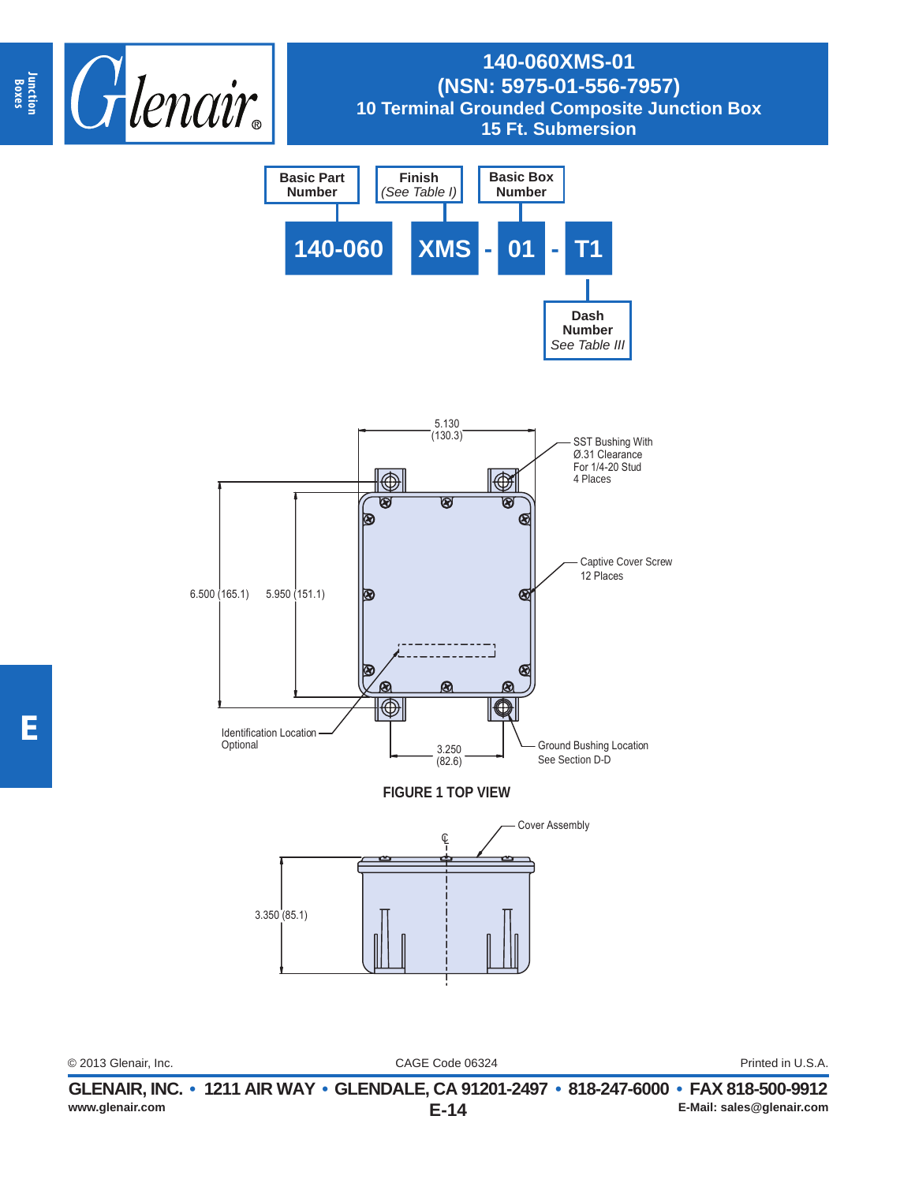# 140-060XMS-01
## (NSN: 5975-01-556-7957)
## 10 Terminal Grounded Composite Junction Box
## 15 Ft. Submersion

| Basic Part Number | Finish *(See Table I)* | | Basic Box Number | | Dash Number *See Table III* |
|---|---|---|---|---|---|
| 140-060 | XMS | - | 01 | - | T1 |

5.130 (130.3)

SST Bushing With Ø.31 Clearance For 1/4-20 Stud 4 Places

Captive Cover Screw 12 Places

6.500 (165.1) 5.950 (151.1)

Identification Location Optional

3.250 (82.6)

Ground Bushing Location See Section D-D

**FIGURE 1 TOP VIEW**

Cover Assembly

℄

3.350 (85.1)

© 2013 Glenair, Inc. CAGE Code 06324 Printed in U.S.A.

**GLENAIR, INC. • 1211 AIR WAY • GLENDALE, CA 91201-2497 • 818-247-6000 • FAX 818-500-9912**

**www.glenair.com** **E-Mail: sales@glenair.com**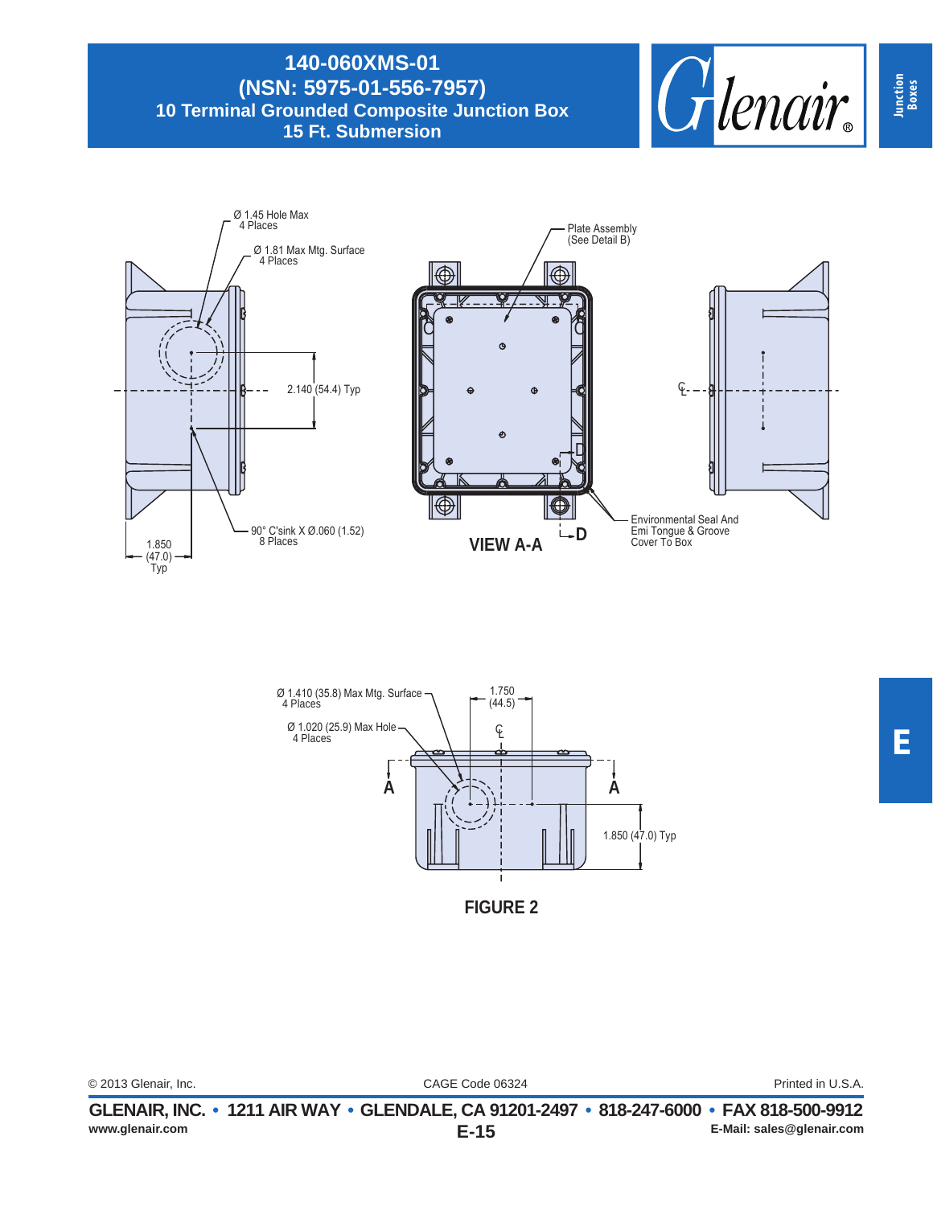# 140-060XMS-01
## (NSN: 5975-01-556-7957)
## 10 Terminal Grounded Composite Junction Box
## 15 Ft. Submersion

Ø 1.45 Hole Max
4 Places

Ø 1.81 Max Mtg. Surface
4 Places

2.140 (54.4) Typ

90° C'sink X Ø.060 (1.52)
8 Places

1.850
(47.0)
Typ

Plate Assembly
(See Detail B)

VIEW A-A

D

Environmental Seal And
Emi Tongue & Groove
Cover To Box

Ø 1.410 (35.8) Max Mtg. Surface
4 Places

Ø 1.020 (25.9) Max Hole
4 Places

1.750
(44.5)

A

A

1.850 (47.0) Typ

**FIGURE 2**

© 2013 Glenair, Inc. CAGE Code 06324 Printed in U.S.A.

**GLENAIR, INC. • 1211 AIR WAY • GLENDALE, CA 91201-2497 • 818-247-6000 • FAX 818-500-9912**

www.glenair.com E-Mail: sales@glenair.com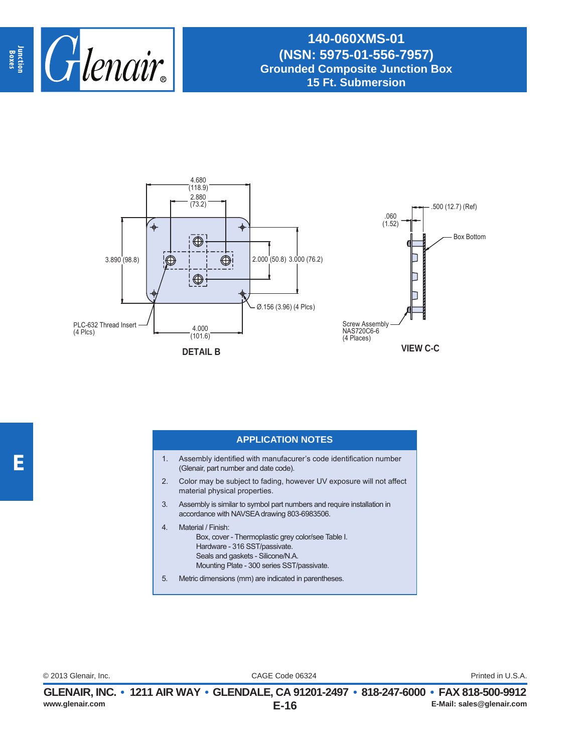# 140-060XMS-01
## (NSN: 5975-01-556-7957)
## Grounded Composite Junction Box
## 15 Ft. Submersion

4.680 (118.9)

2.880 (73.2)

3.890 (98.8)

2.000 (50.8) 3.000 (76.2)

Ø.156 (3.96) (4 Plcs)

PLC-632 Thread Insert (4 Plcs)

4.000 (101.6)

**DETAIL B**

.060 (1.52)

.500 (12.7) (Ref)

Box Bottom

Screw Assembly NAS720C6-6 (4 Places)

**VIEW C-C**

### APPLICATION NOTES

1. Assembly identified with manufacurer's code identification number (Glenair, part number and date code).
2. Color may be subject to fading, however UV exposure will not affect material physical properties.
3. Assembly is similar to symbol part numbers and require installation in accordance with NAVSEA drawing 803-6983506.
4. Material / Finish:
   - Box, cover - Thermoplastic grey color/see Table I.
   - Hardware - 316 SST/passivate.
   - Seals and gaskets - Silicone/N.A.
   - Mounting Plate - 300 series SST/passivate.
5. Metric dimensions (mm) are indicated in parentheses.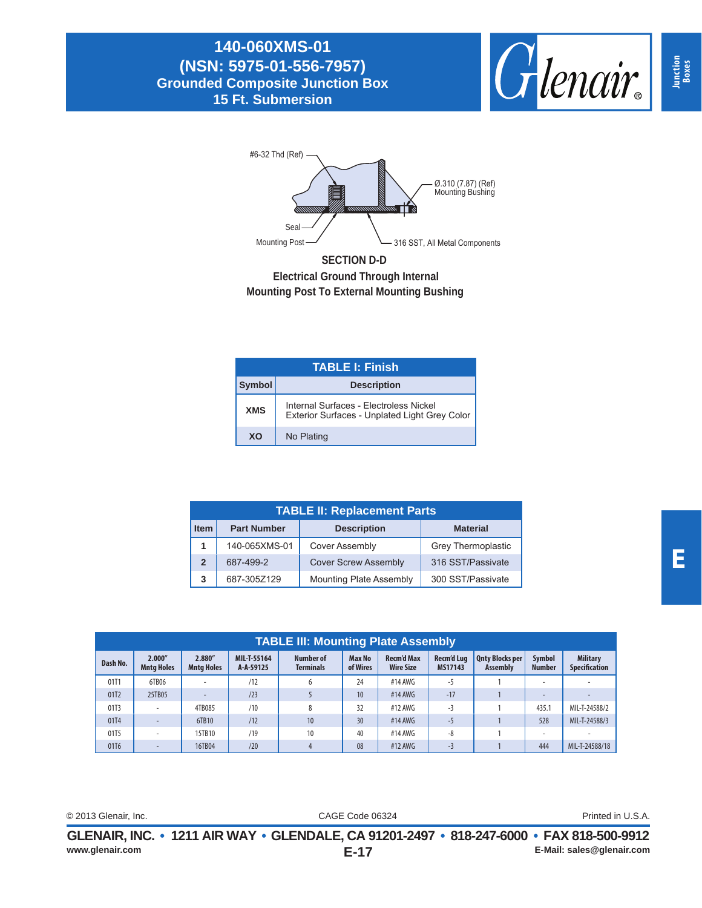# 140-060XMS-01
# (NSN: 5975-01-556-7957)
## Grounded Composite Junction Box
## 15 Ft. Submersion

#6-32 Thd (Ref)

Ø.310 (7.87) (Ref)
Mounting Bushing

Seal

Mounting Post

316 SST, All Metal Components

**SECTION D-D**
**Electrical Ground Through Internal Mounting Post To External Mounting Bushing**

**TABLE I: Finish**

| Symbol | Description |
|---|---|
| XMS | Internal Surfaces - Electroless Nickel<br>Exterior Surfaces - Unplated Light Grey Color |
| XO | No Plating |

**TABLE II: Replacement Parts**

| Item | Part Number | Description | Material |
|---|---|---|---|
| 1 | 140-065XMS-01 | Cover Assembly | Grey Thermoplastic |
| 2 | 687-499-2 | Cover Screw Assembly | 316 SST/Passivate |
| 3 | 687-305Z129 | Mounting Plate Assembly | 300 SST/Passivate |

**TABLE III: Mounting Plate Assembly**

| Dash No. | 2.000" Mntg Holes | 2.880" Mntg Holes | MIL-T-55164 A-A-59125 | Number of Terminals | Max No of Wires | Recm'd Max Wire Size | Recm'd Lug MS17143 | Qnty Blocks per Assembly | Symbol Number | Military Specification |
|---|---|---|---|---|---|---|---|---|---|---|
| 01T1 | 6TB06 | - | /12 | 6 | 24 | #14 AWG | -5 | 1 | - | - |
| 01T2 | 25TB05 | - | /23 | 5 | 10 | #14 AWG | -17 | 1 | - | - |
| 01T3 | - | 4TB085 | /10 | 8 | 32 | #12 AWG | -3 | 1 | 435.1 | MIL-T-24588/2 |
| 01T4 | - | 6TB10 | /12 | 10 | 30 | #14 AWG | -5 | 1 | 528 | MIL-T-24588/3 |
| 01T5 | - | 15TB10 | /19 | 10 | 40 | #14 AWG | -8 | 1 | - | - |
| 01T6 | - | 16TB04 | /20 | 4 | 08 | #12 AWG | -3 | 1 | 444 | MIL-T-24588/18 |